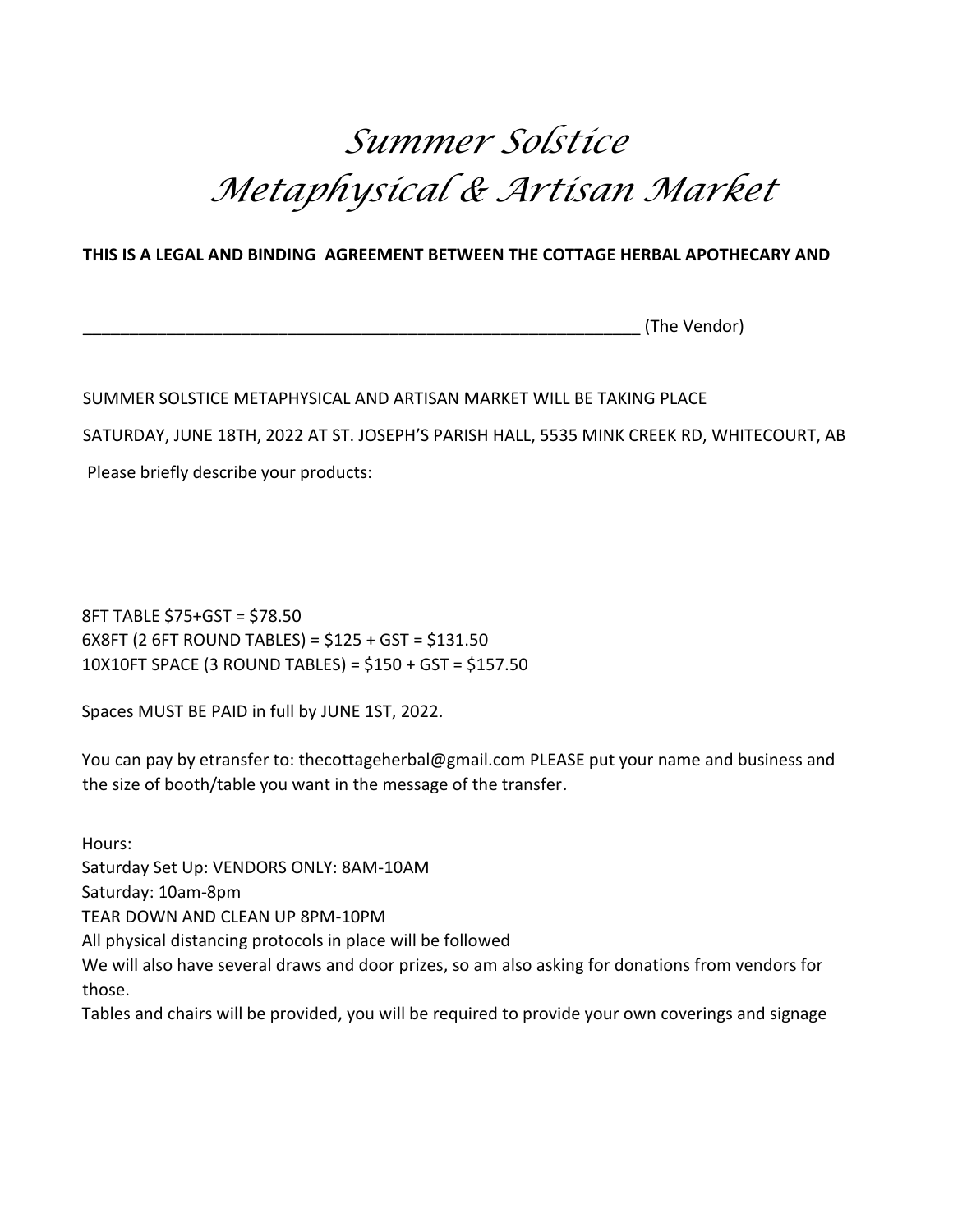# *Summer Solstice*
# *Metaphysical & Artisan Market*

**THIS IS A LEGAL AND BINDING AGREEMENT BETWEEN THE COTTAGE HERBAL APOTHECARY AND**

_____________________________________________________________ (The Vendor)

SUMMER SOLSTICE METAPHYSICAL AND ARTISAN MARKET WILL BE TAKING PLACE

SATURDAY, JUNE 18TH, 2022 AT ST. JOSEPH'S PARISH HALL, 5535 MINK CREEK RD, WHITECOURT, AB

Please briefly describe your products:

8FT TABLE $75+GST = $78.50  
6X8FT (2 6FT ROUND TABLES) = $125 + GST = $131.50  
10X10FT SPACE (3 ROUND TABLES) = $150 + GST = $157.50

Spaces MUST BE PAID in full by JUNE 1ST, 2022.

You can pay by etransfer to: thecottageherbal@gmail.com PLEASE put your name and business and the size of booth/table you want in the message of the transfer.

Hours:  
Saturday Set Up: VENDORS ONLY: 8AM-10AM  
Saturday: 10am-8pm  
TEAR DOWN AND CLEAN UP 8PM-10PM  
All physical distancing protocols in place will be followed  
We will also have several draws and door prizes, so am also asking for donations from vendors for those.  
Tables and chairs will be provided, you will be required to provide your own coverings and signage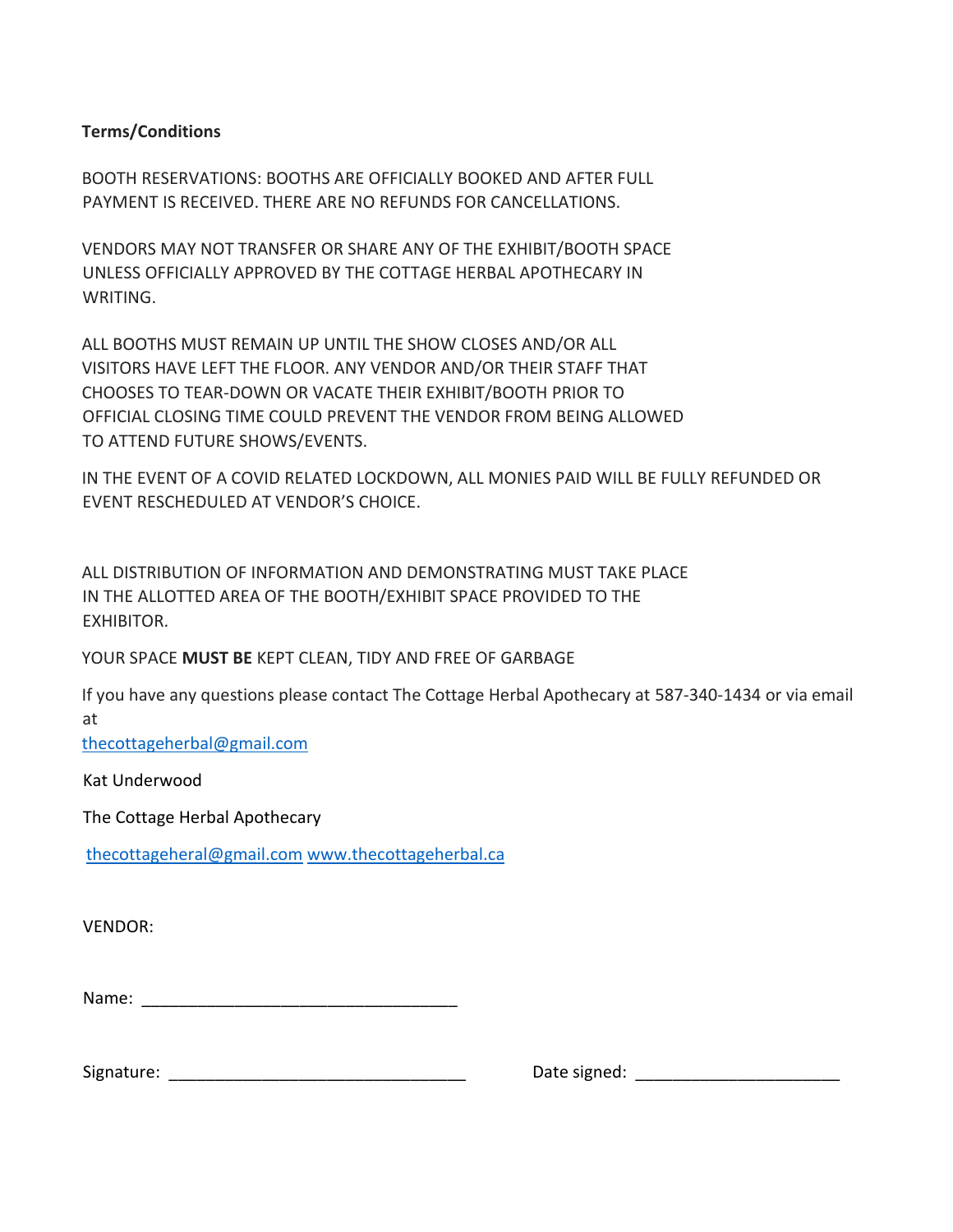**Terms/Conditions**

BOOTH RESERVATIONS: BOOTHS ARE OFFICIALLY BOOKED AND AFTER FULL PAYMENT IS RECEIVED. THERE ARE NO REFUNDS FOR CANCELLATIONS.

VENDORS MAY NOT TRANSFER OR SHARE ANY OF THE EXHIBIT/BOOTH SPACE UNLESS OFFICIALLY APPROVED BY THE COTTAGE HERBAL APOTHECARY IN WRITING.

ALL BOOTHS MUST REMAIN UP UNTIL THE SHOW CLOSES AND/OR ALL VISITORS HAVE LEFT THE FLOOR. ANY VENDOR AND/OR THEIR STAFF THAT CHOOSES TO TEAR-DOWN OR VACATE THEIR EXHIBIT/BOOTH PRIOR TO OFFICIAL CLOSING TIME COULD PREVENT THE VENDOR FROM BEING ALLOWED TO ATTEND FUTURE SHOWS/EVENTS.

IN THE EVENT OF A COVID RELATED LOCKDOWN, ALL MONIES PAID WILL BE FULLY REFUNDED OR EVENT RESCHEDULED AT VENDOR'S CHOICE.

ALL DISTRIBUTION OF INFORMATION AND DEMONSTRATING MUST TAKE PLACE IN THE ALLOTTED AREA OF THE BOOTH/EXHIBIT SPACE PROVIDED TO THE EXHIBITOR.

YOUR SPACE **MUST BE** KEPT CLEAN, TIDY AND FREE OF GARBAGE

If you have any questions please contact The Cottage Herbal Apothecary at 587-340-1434 or via email at
thecottageherbal@gmail.com

Kat Underwood

The Cottage Herbal Apothecary

thecottageheral@gmail.com www.thecottageherbal.ca

VENDOR:

Name: ___________________________________

Signature: ________________________________ Date signed: ______________________